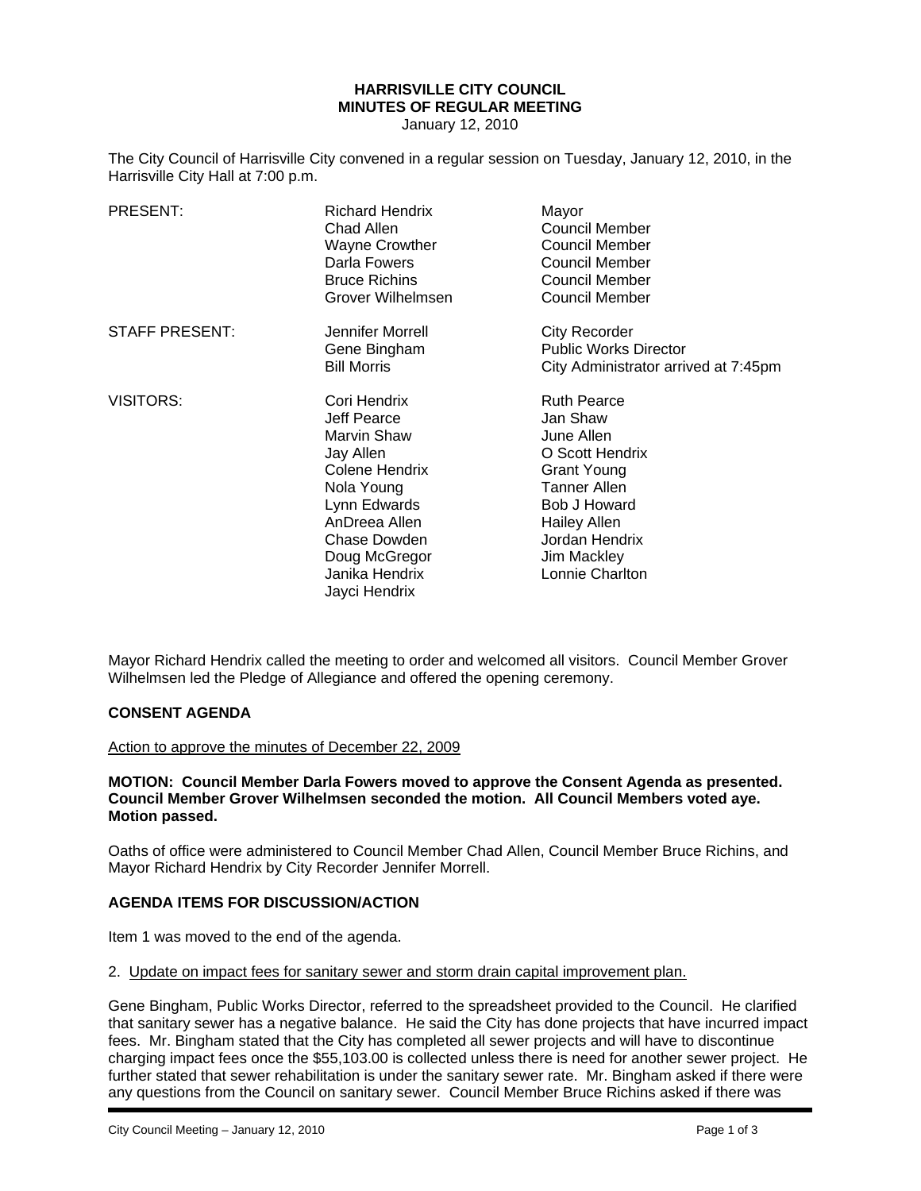# HARRISVILLE CITY COUNCIL
## MINUTES OF REGULAR MEETING
January 12, 2010

The City Council of Harrisville City convened in a regular session on Tuesday, January 12, 2010, in the Harrisville City Hall at 7:00 p.m.

| | | |
|---|---|---|
| PRESENT: | Richard Hendrix | Mayor |
| | Chad Allen | Council Member |
| | Wayne Crowther | Council Member |
| | Darla Fowers | Council Member |
| | Bruce Richins | Council Member |
| | Grover Wilhelmsen | Council Member |
| STAFF PRESENT: | Jennifer Morrell | City Recorder |
| | Gene Bingham | Public Works Director |
| | Bill Morris | City Administrator arrived at 7:45pm |
| VISITORS: | Cori Hendrix | Ruth Pearce |
| | Jeff Pearce | Jan Shaw |
| | Marvin Shaw | June Allen |
| | Jay Allen | O Scott Hendrix |
| | Colene Hendrix | Grant Young |
| | Nola Young | Tanner Allen |
| | Lynn Edwards | Bob J Howard |
| | AnDreea Allen | Hailey Allen |
| | Chase Dowden | Jordan Hendrix |
| | Doug McGregor | Jim Mackley |
| | Janika Hendrix | Lonnie Charlton |
| | Jayci Hendrix | |

Mayor Richard Hendrix called the meeting to order and welcomed all visitors. Council Member Grover Wilhelmsen led the Pledge of Allegiance and offered the opening ceremony.

**CONSENT AGENDA**

Action to approve the minutes of December 22, 2009

**MOTION: Council Member Darla Fowers moved to approve the Consent Agenda as presented. Council Member Grover Wilhelmsen seconded the motion. All Council Members voted aye. Motion passed.**

Oaths of office were administered to Council Member Chad Allen, Council Member Bruce Richins, and Mayor Richard Hendrix by City Recorder Jennifer Morrell.

**AGENDA ITEMS FOR DISCUSSION/ACTION**

Item 1 was moved to the end of the agenda.

2. Update on impact fees for sanitary sewer and storm drain capital improvement plan.

Gene Bingham, Public Works Director, referred to the spreadsheet provided to the Council. He clarified that sanitary sewer has a negative balance. He said the City has done projects that have incurred impact fees. Mr. Bingham stated that the City has completed all sewer projects and will have to discontinue charging impact fees once the $55,103.00 is collected unless there is need for another sewer project. He further stated that sewer rehabilitation is under the sanitary sewer rate. Mr. Bingham asked if there were any questions from the Council on sanitary sewer. Council Member Bruce Richins asked if there was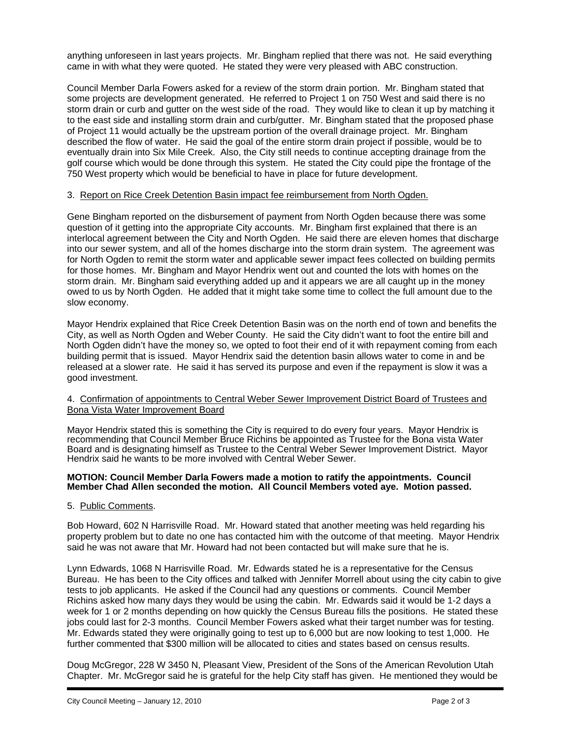anything unforeseen in last years projects. Mr. Bingham replied that there was not. He said everything came in with what they were quoted. He stated they were very pleased with ABC construction.

Council Member Darla Fowers asked for a review of the storm drain portion. Mr. Bingham stated that some projects are development generated. He referred to Project 1 on 750 West and said there is no storm drain or curb and gutter on the west side of the road. They would like to clean it up by matching it to the east side and installing storm drain and curb/gutter. Mr. Bingham stated that the proposed phase of Project 11 would actually be the upstream portion of the overall drainage project. Mr. Bingham described the flow of water. He said the goal of the entire storm drain project if possible, would be to eventually drain into Six Mile Creek. Also, the City still needs to continue accepting drainage from the golf course which would be done through this system. He stated the City could pipe the frontage of the 750 West property which would be beneficial to have in place for future development.

3. Report on Rice Creek Detention Basin impact fee reimbursement from North Ogden.

Gene Bingham reported on the disbursement of payment from North Ogden because there was some question of it getting into the appropriate City accounts. Mr. Bingham first explained that there is an interlocal agreement between the City and North Ogden. He said there are eleven homes that discharge into our sewer system, and all of the homes discharge into the storm drain system. The agreement was for North Ogden to remit the storm water and applicable sewer impact fees collected on building permits for those homes. Mr. Bingham and Mayor Hendrix went out and counted the lots with homes on the storm drain. Mr. Bingham said everything added up and it appears we are all caught up in the money owed to us by North Ogden. He added that it might take some time to collect the full amount due to the slow economy.

Mayor Hendrix explained that Rice Creek Detention Basin was on the north end of town and benefits the City, as well as North Ogden and Weber County. He said the City didn't want to foot the entire bill and North Ogden didn't have the money so, we opted to foot their end of it with repayment coming from each building permit that is issued. Mayor Hendrix said the detention basin allows water to come in and be released at a slower rate. He said it has served its purpose and even if the repayment is slow it was a good investment.

4. Confirmation of appointments to Central Weber Sewer Improvement District Board of Trustees and Bona Vista Water Improvement Board

Mayor Hendrix stated this is something the City is required to do every four years. Mayor Hendrix is recommending that Council Member Bruce Richins be appointed as Trustee for the Bona vista Water Board and is designating himself as Trustee to the Central Weber Sewer Improvement District. Mayor Hendrix said he wants to be more involved with Central Weber Sewer.

**MOTION: Council Member Darla Fowers made a motion to ratify the appointments. Council Member Chad Allen seconded the motion. All Council Members voted aye. Motion passed.**

5. Public Comments.

Bob Howard, 602 N Harrisville Road. Mr. Howard stated that another meeting was held regarding his property problem but to date no one has contacted him with the outcome of that meeting. Mayor Hendrix said he was not aware that Mr. Howard had not been contacted but will make sure that he is.

Lynn Edwards, 1068 N Harrisville Road. Mr. Edwards stated he is a representative for the Census Bureau. He has been to the City offices and talked with Jennifer Morrell about using the city cabin to give tests to job applicants. He asked if the Council had any questions or comments. Council Member Richins asked how many days they would be using the cabin. Mr. Edwards said it would be 1-2 days a week for 1 or 2 months depending on how quickly the Census Bureau fills the positions. He stated these jobs could last for 2-3 months. Council Member Fowers asked what their target number was for testing. Mr. Edwards stated they were originally going to test up to 6,000 but are now looking to test 1,000. He further commented that $300 million will be allocated to cities and states based on census results.

Doug McGregor, 228 W 3450 N, Pleasant View, President of the Sons of the American Revolution Utah Chapter. Mr. McGregor said he is grateful for the help City staff has given. He mentioned they would be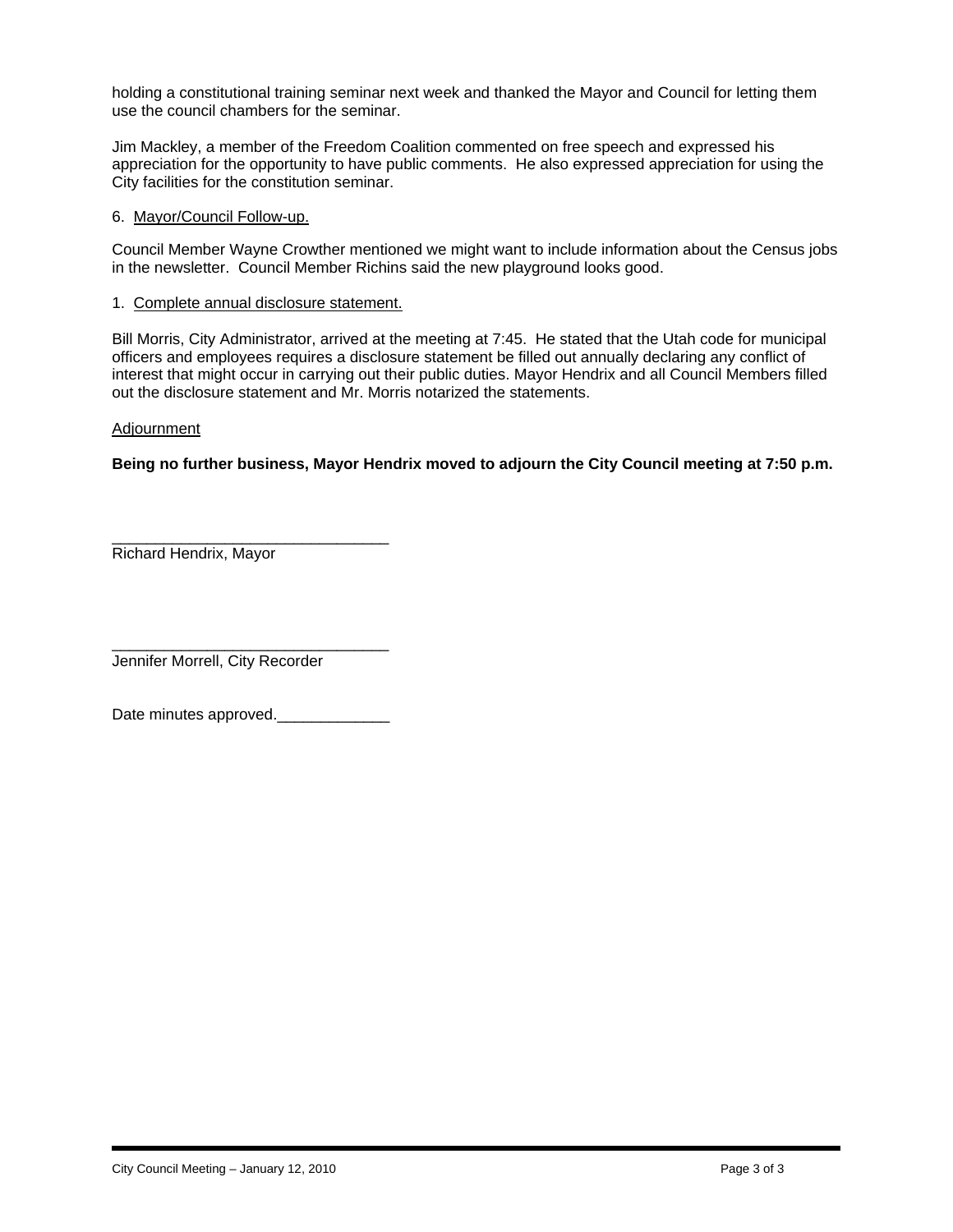holding a constitutional training seminar next week and thanked the Mayor and Council for letting them use the council chambers for the seminar.

Jim Mackley, a member of the Freedom Coalition commented on free speech and expressed his appreciation for the opportunity to have public comments. He also expressed appreciation for using the City facilities for the constitution seminar.

6. Mayor/Council Follow-up.

Council Member Wayne Crowther mentioned we might want to include information about the Census jobs in the newsletter. Council Member Richins said the new playground looks good.

1. Complete annual disclosure statement.

Bill Morris, City Administrator, arrived at the meeting at 7:45. He stated that the Utah code for municipal officers and employees requires a disclosure statement be filled out annually declaring any conflict of interest that might occur in carrying out their public duties. Mayor Hendrix and all Council Members filled out the disclosure statement and Mr. Morris notarized the statements.

Adjournment

**Being no further business, Mayor Hendrix moved to adjourn the City Council meeting at 7:50 p.m.**

________________________________
Richard Hendrix, Mayor

________________________________
Jennifer Morrell, City Recorder

Date minutes approved.____________